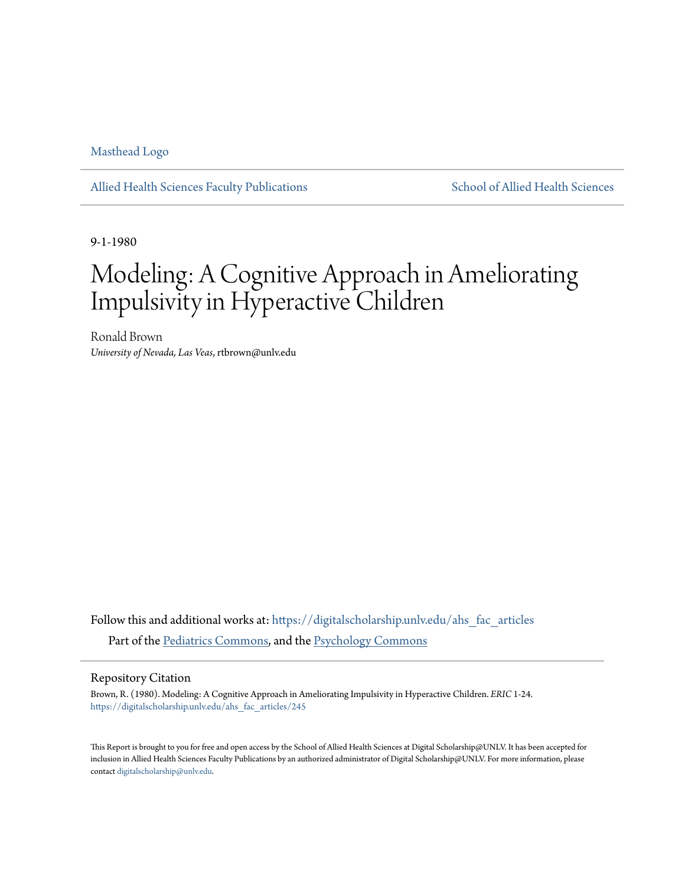Masthead Logo

Allied Health Sciences Faculty Publications

School of Allied Health Sciences

9-1-1980

# Modeling: A Cognitive Approach in Ameliorating Impulsivity in Hyperactive Children

Ronald Brown
*University of Nevada, Las Veas*, rtbrown@unlv.edu

Follow this and additional works at: https://digitalscholarship.unlv.edu/ahs_fac_articles

Part of the Pediatrics Commons, and the Psychology Commons

## Repository Citation

Brown, R. (1980). Modeling: A Cognitive Approach in Ameliorating Impulsivity in Hyperactive Children. *ERIC* 1-24.
https://digitalscholarship.unlv.edu/ahs_fac_articles/245

This Report is brought to you for free and open access by the School of Allied Health Sciences at Digital Scholarship@UNLV. It has been accepted for inclusion in Allied Health Sciences Faculty Publications by an authorized administrator of Digital Scholarship@UNLV. For more information, please contact digitalscholarship@unlv.edu.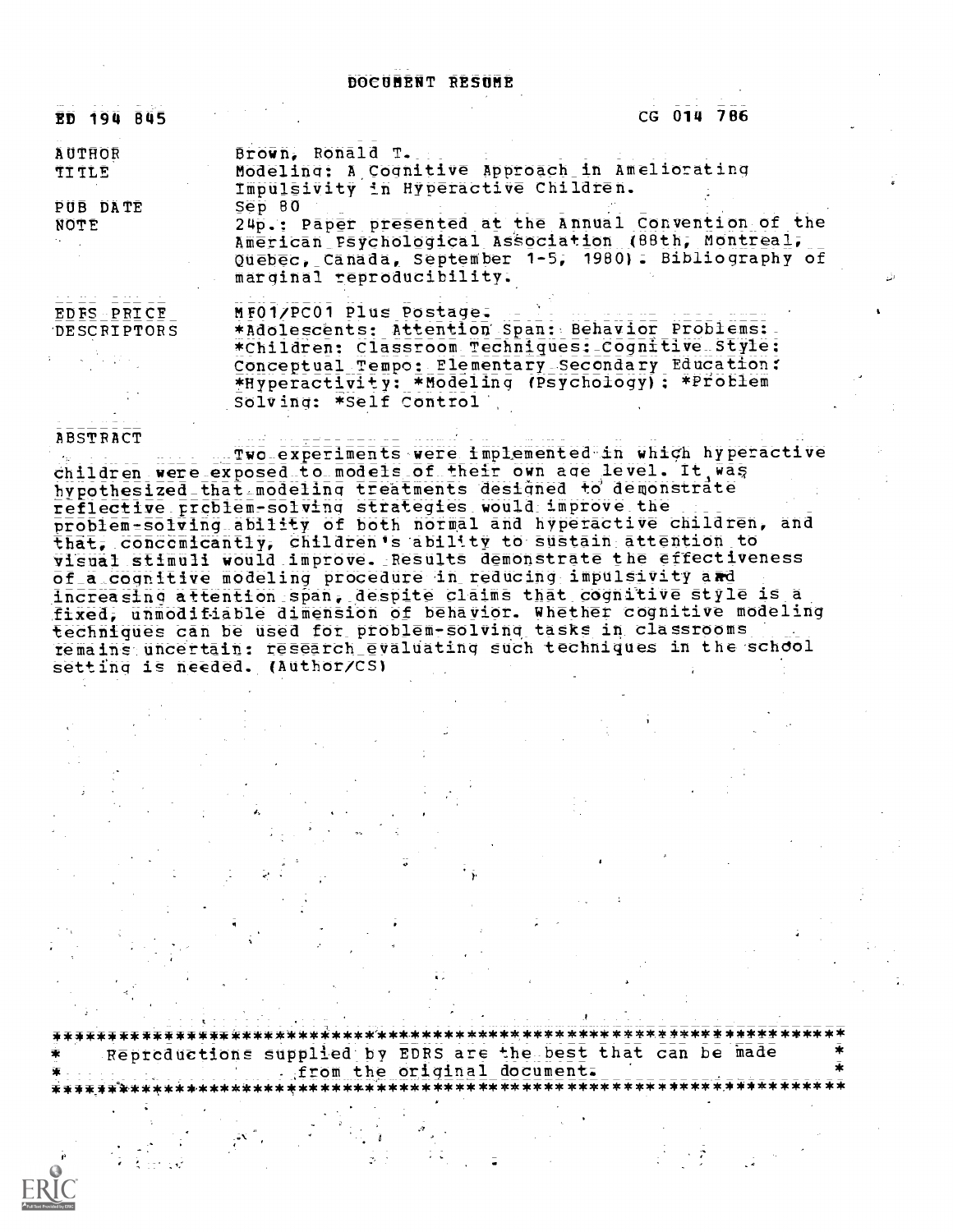# DOCUMENT RESUME

| | |
|---|---|
| ED 194 845 | CG 014 786 |
| AUTHOR | Brown, Ronald T. |
| TITLE | Modeling: A Cognitive Approach in Ameliorating Impulsivity in Hyperactive Children. |
| PUB DATE | Sep 80 |
| NOTE | 24p.: Paper presented at the Annual Convention of the American Psychological Association (88th, Montreal, Quebec, Canada, September 1-5, 1980). Bibliography of marginal reproducibility. |
| EDRS PRICE | MF01/PC01 Plus Postage. |
| DESCRIPTORS | *Adolescents: Attention Span: Behavior Problems: *Children: Classroom Techniques: Cognitive Style: Conceptual Tempo: Elementary Secondary Education: *Hyperactivity: *Modeling (Psychology): *Problem Solving: *Self Control |

## ABSTRACT

Two experiments were implemented in which hyperactive children were exposed to models of their own age level. It was hypothesized that modeling treatments designed to demonstrate reflective problem-solving strategies would improve the problem-solving ability of both normal and hyperactive children, and that, concomitantly, children's ability to sustain attention to visual stimuli would improve. Results demonstrate the effectiveness of a cognitive modeling procedure in reducing impulsivity and increasing attention span, despite claims that cognitive style is a fixed, unmodifiable dimension of behavior. Whether cognitive modeling techniques can be used for problem-solving tasks in classrooms remains uncertain: research evaluating such techniques in the school setting is needed. (Author/CS)

***********************************************************************
* Reproductions supplied by EDRS are the best that can be made *
* from the original document. *
***********************************************************************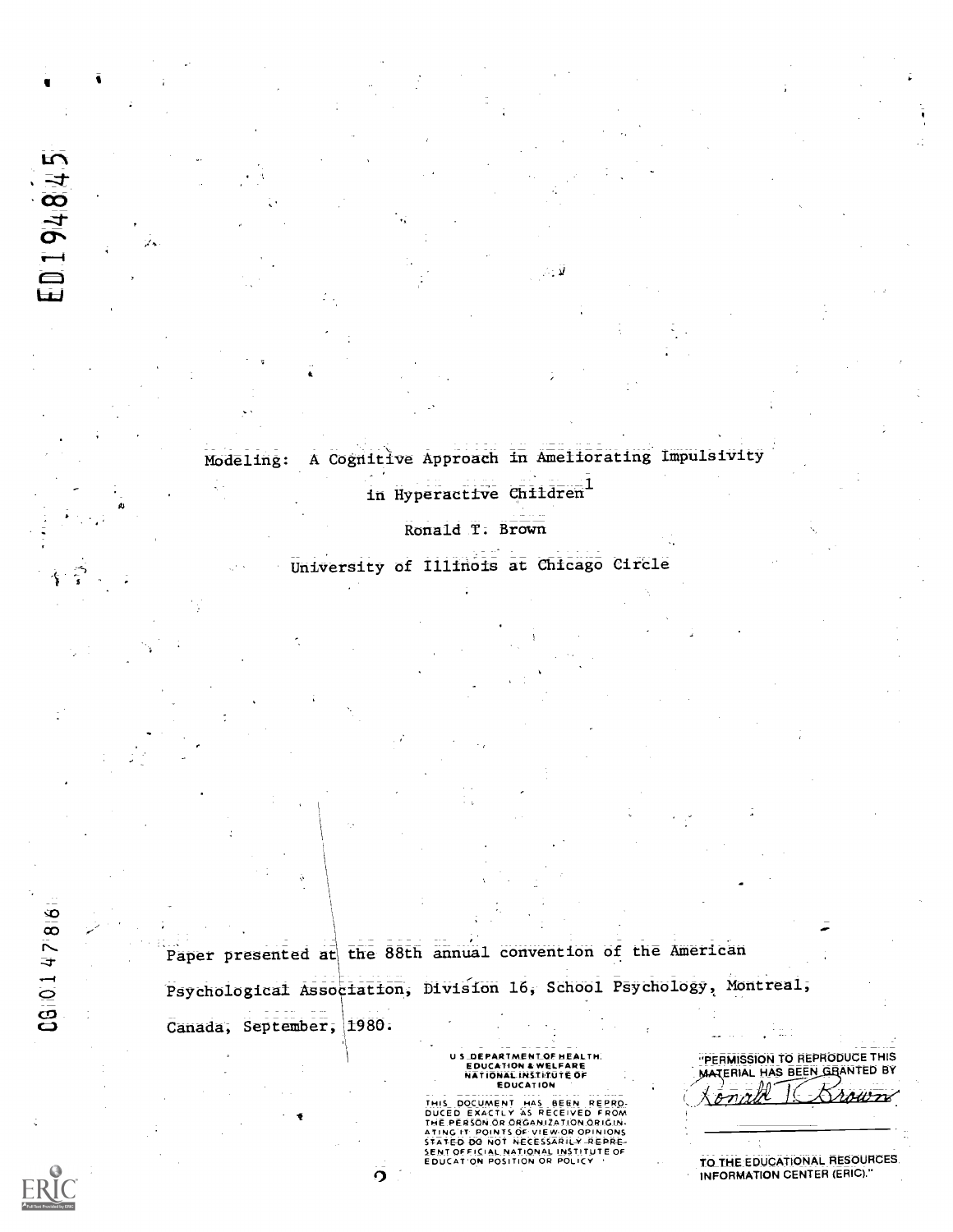ED194845

Modeling: A Cognitive Approach in Ameliorating Impulsivity in Hyperactive Children[1]

Ronald T. Brown

University of Illinois at Chicago Circle

Paper presented at the 88th annual convention of the American Psychological Association, Division 16, School Psychology, Montreal, Canada, September, 1980.

CG014786

U.S. DEPARTMENT OF HEALTH, EDUCATION & WELFARE
NATIONAL INSTITUTE OF EDUCATION

THIS DOCUMENT HAS BEEN REPRODUCED EXACTLY AS RECEIVED FROM THE PERSON OR ORGANIZATION ORIGINATING IT. POINTS OF VIEW OR OPINIONS STATED DO NOT NECESSARILY REPRESENT OFFICIAL NATIONAL INSTITUTE OF EDUCATION POSITION OR POLICY

"PERMISSION TO REPRODUCE THIS MATERIAL HAS BEEN GRANTED BY

Ronald T. Brown

TO THE EDUCATIONAL RESOURCES INFORMATION CENTER (ERIC)."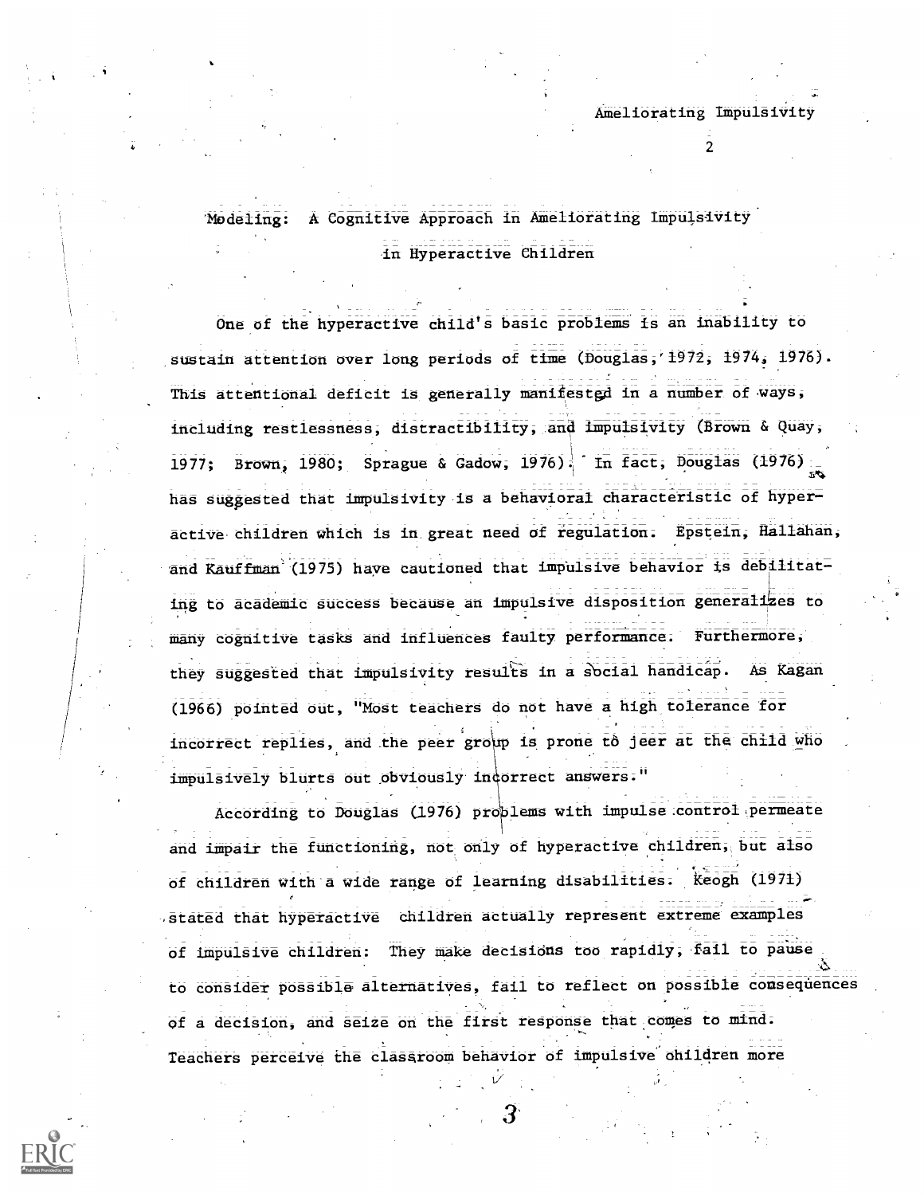# Modeling: A Cognitive Approach in Ameliorating Impulsivity in Hyperactive Children

One of the hyperactive child's basic problems is an inability to sustain attention over long periods of time (Douglas, 1972, 1974, 1976). This attentional deficit is generally manifested in a number of ways, including restlessness, distractibility, and impulsivity (Brown & Quay, 1977; Brown, 1980; Sprague & Gadow, 1976). In fact, Douglas (1976) has suggested that impulsivity is a behavioral characteristic of hyperactive children which is in great need of regulation. Epstein, Hallahan, and Kauffman (1975) have cautioned that impulsive behavior is debilitating to academic success because an impulsive disposition generalizes to many cognitive tasks and influences faulty performance. Furthermore, they suggested that impulsivity results in a social handicap. As Kagan (1966) pointed out, "Most teachers do not have a high tolerance for incorrect replies, and the peer group is prone to jeer at the child who impulsively blurts out obviously incorrect answers."

According to Douglas (1976) problems with impulse control permeate and impair the functioning, not only of hyperactive children, but also of children with a wide range of learning disabilities. Keogh (1971) stated that hyperactive children actually represent extreme examples of impulsive children: They make decisions too rapidly, fail to pause to consider possible alternatives, fail to reflect on possible consequences of a decision, and seize on the first response that comes to mind. Teachers perceive the classroom behavior of impulsive children more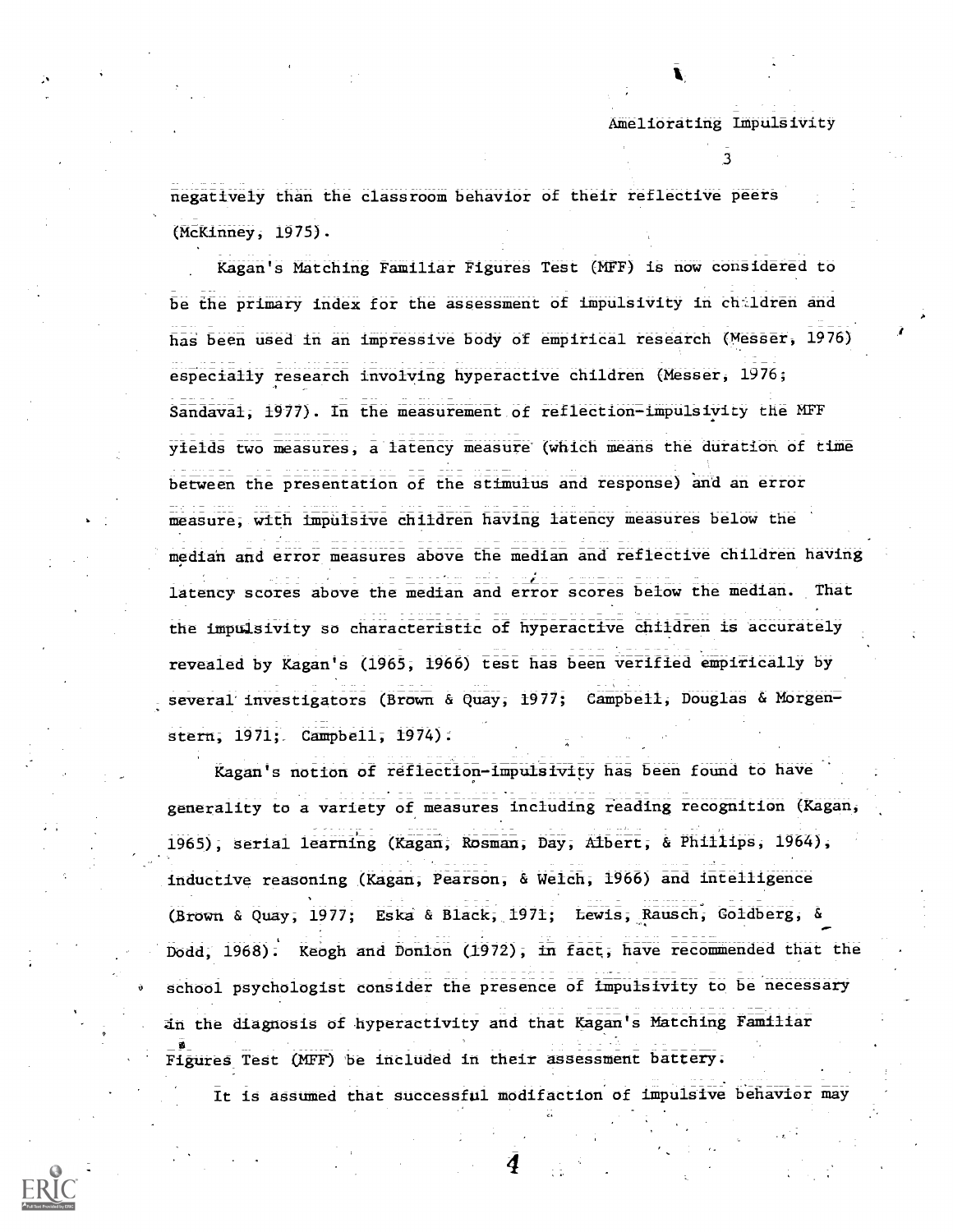negatively than the classroom behavior of their reflective peers (McKinney, 1975).

Kagan's Matching Familiar Figures Test (MFF) is now considered to be the primary index for the assessment of impulsivity in children and has been used in an impressive body of empirical research (Messer, 1976) especially research involving hyperactive children (Messer, 1976; Sandaval, 1977). In the measurement of reflection-impulsivity the MFF yields two measures, a latency measure (which means the duration of time between the presentation of the stimulus and response) and an error measure, with impulsive children having latency measures below the median and error measures above the median and reflective children having latency scores above the median and error scores below the median. That the impulsivity so characteristic of hyperactive children is accurately revealed by Kagan's (1965, 1966) test has been verified empirically by several investigators (Brown & Quay, 1977; Campbell, Douglas & Morgenstern, 1971; Campbell, 1974).

Kagan's notion of reflection-impulsivity has been found to have generality to a variety of measures including reading recognition (Kagan, 1965), serial learning (Kagan, Rosman, Day, Albert, & Phillips, 1964), inductive reasoning (Kagan, Pearson, & Welch, 1966) and intelligence (Brown & Quay, 1977; Eska & Black, 1971; Lewis, Rausch, Goldberg, & Dodd, 1968). Keogh and Donlon (1972), in fact, have recommended that the school psychologist consider the presence of impulsivity to be necessary in the diagnosis of hyperactivity and that Kagan's Matching Familiar Figures Test (MFF) be included in their assessment battery.

It is assumed that successful modifaction of impulsive behavior may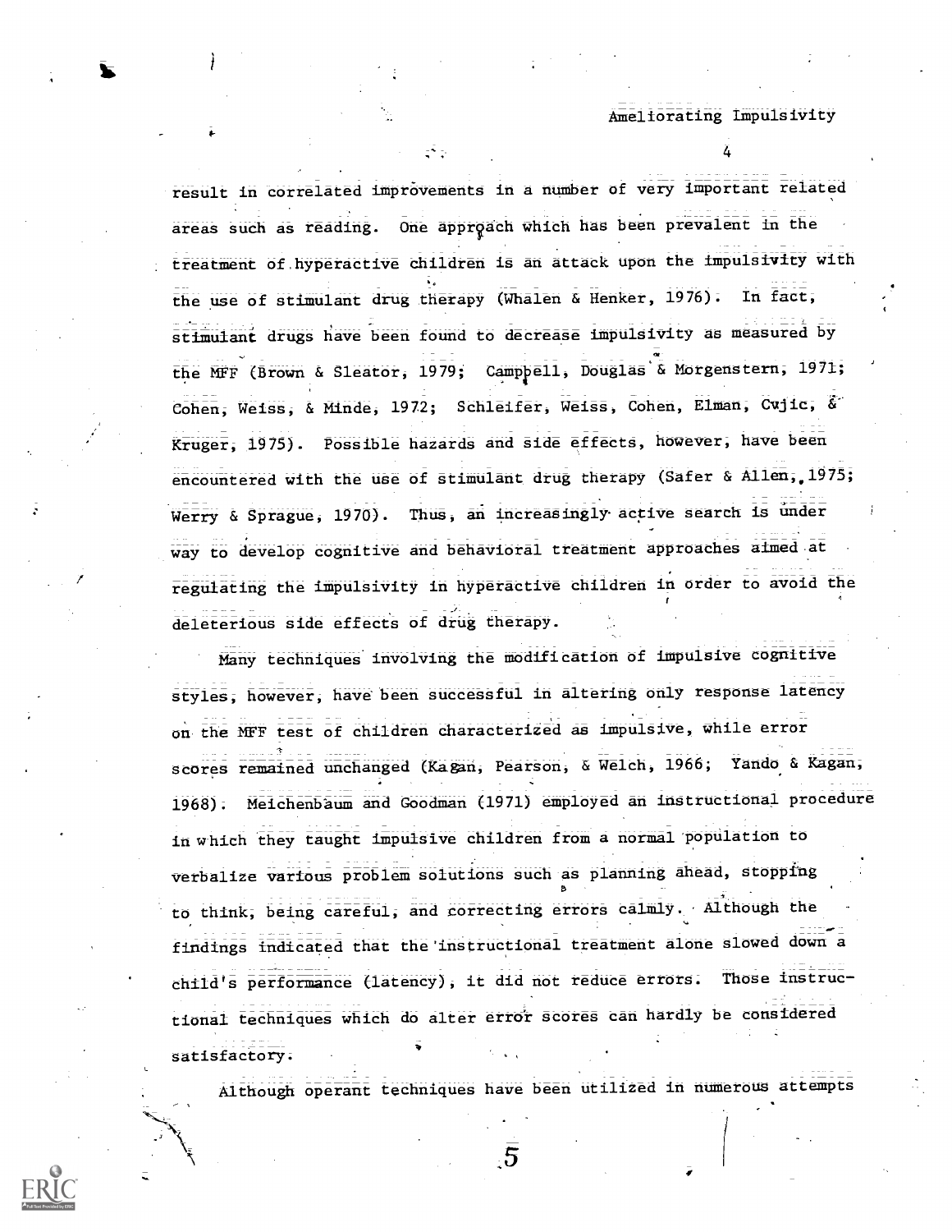result in correlated improvements in a number of very important related areas such as reading. One approach which has been prevalent in the treatment of hyperactive children is an attack upon the impulsivity with the use of stimulant drug therapy (Whalen & Henker, 1976). In fact, stimulant drugs have been found to decrease impulsivity as measured by the MFF (Brown & Sleator, 1979; Campbell, Douglas & Morgenstern, 1971; Cohen, Weiss, & Minde, 1972; Schleifer, Weiss, Cohen, Elman, Cvjic, & Kruger, 1975). Possible hazards and side effects, however, have been encountered with the use of stimulant drug therapy (Safer & Allen, 1975; Werry & Sprague, 1970). Thus, an increasingly active search is under way to develop cognitive and behavioral treatment approaches aimed at regulating the impulsivity in hyperactive children in order to avoid the deleterious side effects of drug therapy.

Many techniques involving the modification of impulsive cognitive styles, however, have been successful in altering only response latency on the MFF test of children characterized as impulsive, while error scores remained unchanged (Kagan, Pearson, & Welch, 1966; Yando & Kagan, 1968). Meichenbaum and Goodman (1971) employed an instructional procedure in which they taught impulsive children from a normal population to verbalize various problem solutions such as planning ahead, stopping to think, being careful, and correcting errors calmly. Although the findings indicated that the instructional treatment alone slowed down a child's performance (latency), it did not reduce errors. Those instructional techniques which do alter error scores can hardly be considered satisfactory.

Although operant techniques have been utilized in numerous attempts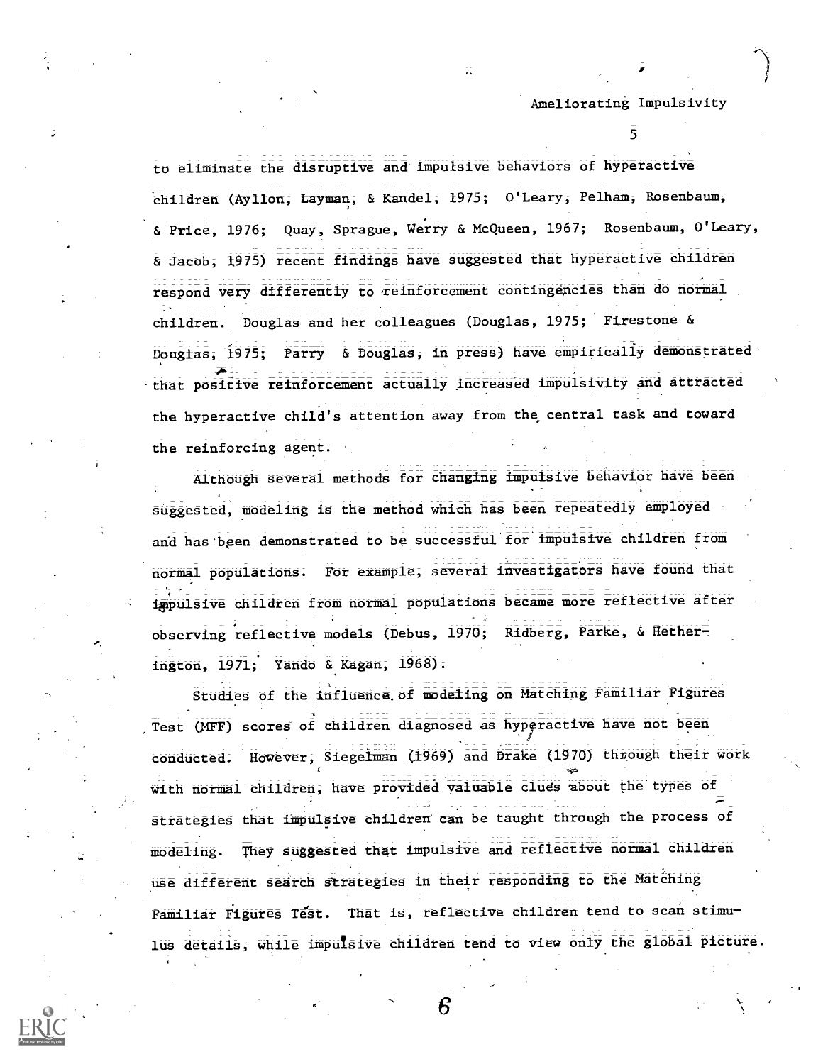to eliminate the disruptive and impulsive behaviors of hyperactive children (Ayllon, Layman, & Kandel, 1975; O'Leary, Pelham, Rosenbaum, & Price, 1976; Quay, Sprague, Werry & McQueen, 1967; Rosenbaum, O'Leary, & Jacob, 1975) recent findings have suggested that hyperactive children respond very differently to reinforcement contingencies than do normal children. Douglas and her colleagues (Douglas, 1975; Firestone & Douglas, 1975; Parry & Douglas, in press) have empirically demonstrated that positive reinforcement actually increased impulsivity and attracted the hyperactive child's attention away from the central task and toward the reinforcing agent.

Although several methods for changing impulsive behavior have been suggested, modeling is the method which has been repeatedly employed and has been demonstrated to be successful for impulsive children from normal populations. For example, several investigators have found that impulsive children from normal populations became more reflective after observing reflective models (Debus, 1970; Ridberg, Parke, & Hetherington, 1971; Yando & Kagan, 1968).

Studies of the influence of modeling on Matching Familiar Figures Test (MFF) scores of children diagnosed as hyperactive have not been conducted. However, Siegelman (1969) and Drake (1970) through their work with normal children, have provided valuable clues about the types of strategies that impulsive children can be taught through the process of modeling. They suggested that impulsive and reflective normal children use different search strategies in their responding to the Matching Familiar Figures Test. That is, reflective children tend to scan stimulus details, while impulsive children tend to view only the global picture.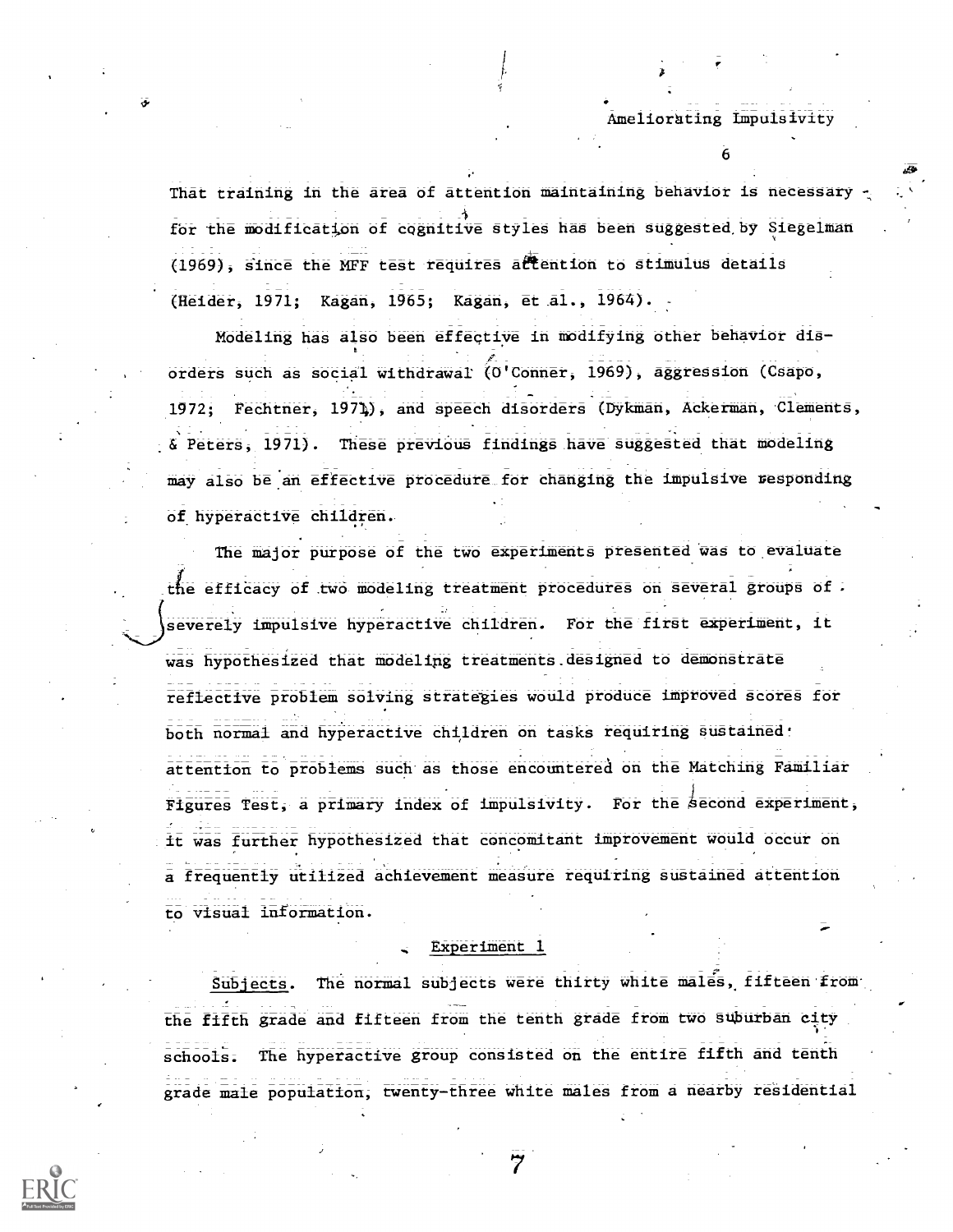That training in the area of attention maintaining behavior is necessary for the modification of cognitive styles has been suggested by Siegelman (1969), since the MFF test requires attention to stimulus details (Heider, 1971; Kagan, 1965; Kagan, et al., 1964).

Modeling has also been effective in modifying other behavior disorders such as social withdrawal (O'Conner, 1969), aggression (Csapo, 1972; Fechtner, 1971), and speech disorders (Dykman, Ackerman, Clements, & Peters, 1971). These previous findings have suggested that modeling may also be an effective procedure for changing the impulsive responding of hyperactive children.

The major purpose of the two experiments presented was to evaluate the efficacy of two modeling treatment procedures on several groups of severely impulsive hyperactive children. For the first experiment, it was hypothesized that modeling treatments designed to demonstrate reflective problem solving strategies would produce improved scores for both normal and hyperactive children on tasks requiring sustained attention to problems such as those encountered on the Matching Familiar Figures Test, a primary index of impulsivity. For the second experiment, it was further hypothesized that concomitant improvement would occur on a frequently utilized achievement measure requiring sustained attention to visual information.

## Experiment 1

Subjects. The normal subjects were thirty white males, fifteen from the fifth grade and fifteen from the tenth grade from two suburban city schools. The hyperactive group consisted on the entire fifth and tenth grade male population, twenty-three white males from a nearby residential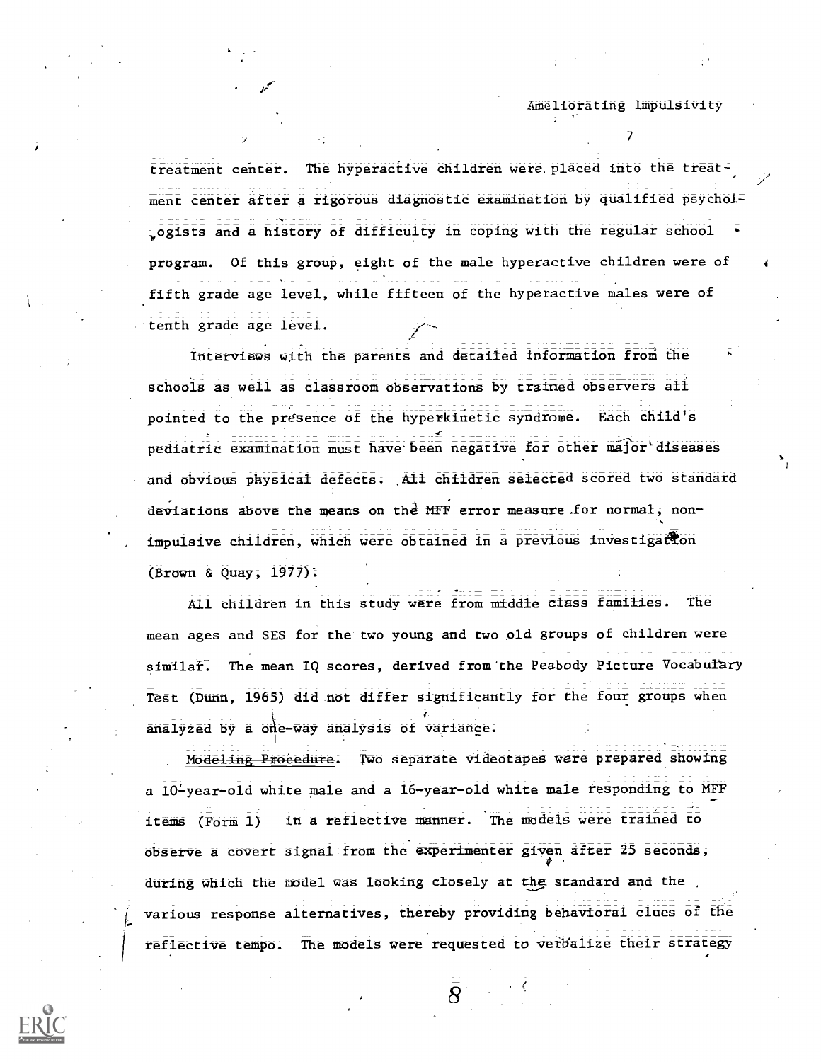treatment center. The hyperactive children were placed into the treatment center after a rigorous diagnostic examination by qualified psychologists and a history of difficulty in coping with the regular school program. Of this group, eight of the male hyperactive children were of fifth grade age level, while fifteen of the hyperactive males were of tenth grade age level.

Interviews with the parents and detailed information from the schools as well as classroom observations by trained observers all pointed to the presence of the hyperkinetic syndrome. Each child's pediatric examination must have been negative for other major diseases and obvious physical defects. All children selected scored two standard deviations above the means on the MFF error measure for normal, non-impulsive children, which were obtained in a previous investigation (Brown & Quay, 1977).

All children in this study were from middle class families. The mean ages and SES for the two young and two old groups of children were similar. The mean IQ scores, derived from the Peabody Picture Vocabulary Test (Dunn, 1965) did not differ significantly for the four groups when analyzed by a one-way analysis of variance.

<u>Modeling Procedure</u>. Two separate videotapes were prepared showing a 10-year-old white male and a 16-year-old white male responding to MFF items (Form 1) in a reflective manner. The models were trained to observe a covert signal from the experimenter given after 25 seconds, during which the model was looking closely at the standard and the various response alternatives, thereby providing behavioral clues of the reflective tempo. The models were requested to verbalize their strategy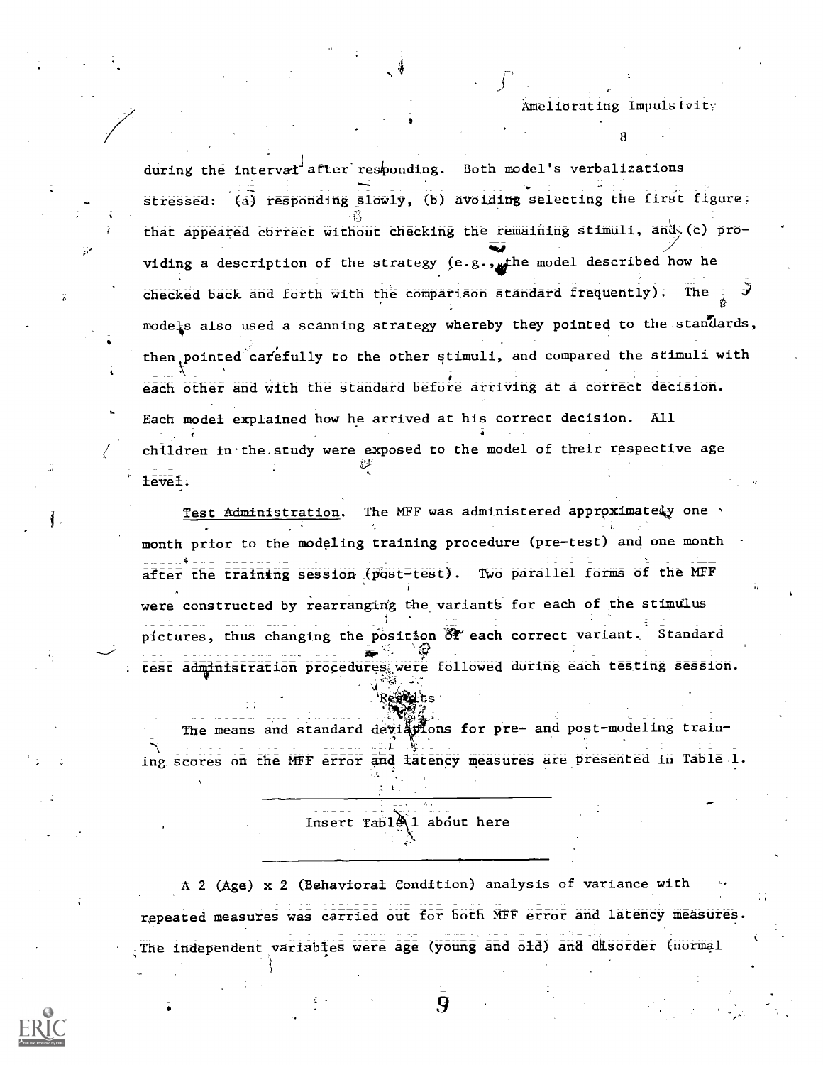during the interval after responding. Both model's verbalizations stressed: (a) responding slowly, (b) avoiding selecting the first figure that appeared correct without checking the remaining stimuli, and (c) providing a description of the strategy (e.g., the model described how he checked back and forth with the comparison standard frequently). The models also used a scanning strategy whereby they pointed to the standards, then pointed carefully to the other stimuli, and compared the stimuli with each other and with the standard before arriving at a correct decision. Each model explained how he arrived at his correct decision. All children in the study were exposed to the model of their respective age level.

Test Administration. The MFF was administered approximately one month prior to the modeling training procedure (pre-test) and one month after the training session (post-test). Two parallel forms of the MFF were constructed by rearranging the variants for each of the stimulus pictures, thus changing the position of each correct variant. Standard test administration procedures were followed during each testing session.

## Results

The means and standard deviations for pre- and post-modeling training scores on the MFF error and latency measures are presented in Table 1.

Insert Table 1 about here

A 2 (Age) x 2 (Behavioral Condition) analysis of variance with repeated measures was carried out for both MFF error and latency measures. The independent variables were age (young and old) and disorder (normal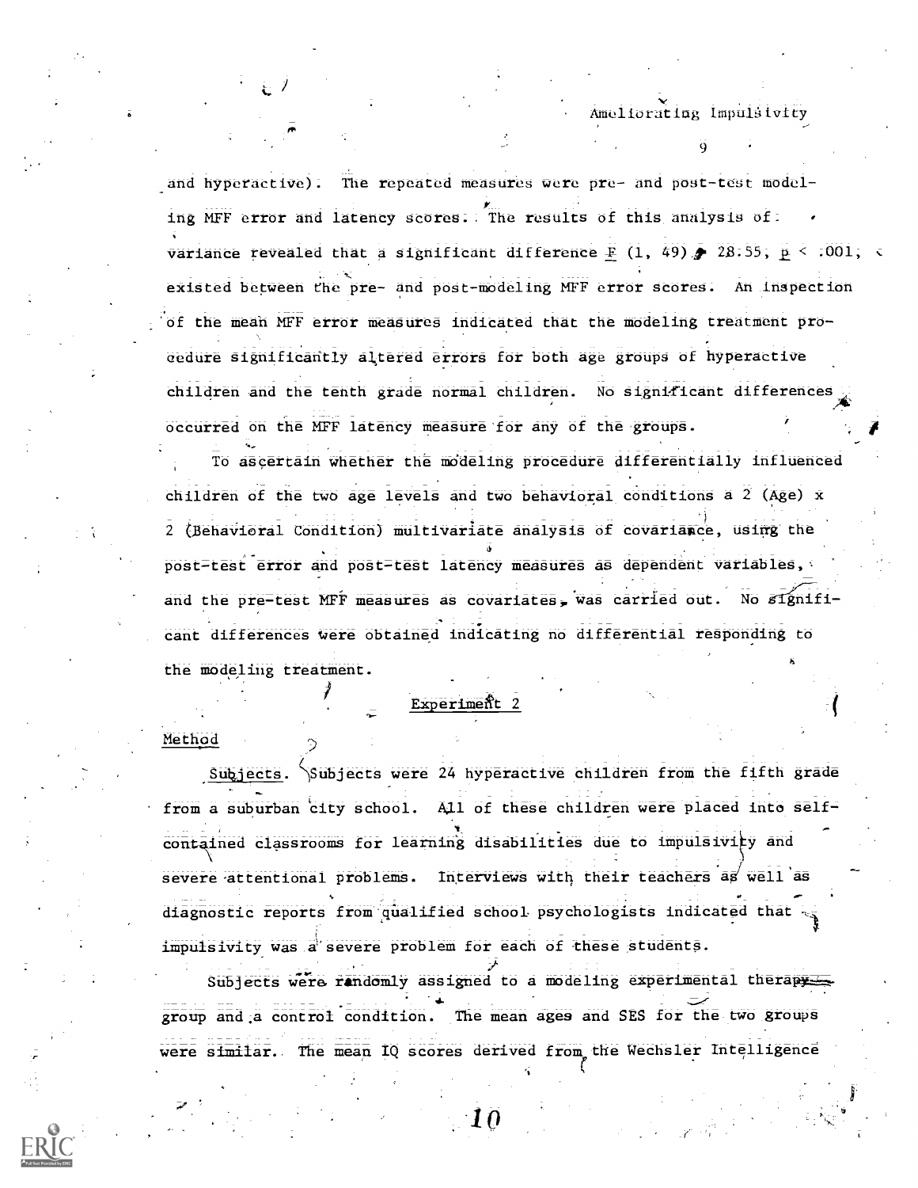and hyperactive). The repeated measures were pre- and post-test modeling MFF error and latency scores. The results of this analysis of variance revealed that a significant difference $F\ (1, 49) = 28.55$, $p < .001$, existed between the pre- and post-modeling MFF error scores. An inspection of the mean MFF error measures indicated that the modeling treatment procedure significantly altered errors for both age groups of hyperactive children and the tenth grade normal children. No significant differences occurred on the MFF latency measure for any of the groups.

To ascertain whether the modeling procedure differentially influenced children of the two age levels and two behavioral conditions a 2 (Age) x 2 (Behavioral Condition) multivariate analysis of covariance, using the post-test error and post-test latency measures as dependent variables, and the pre-test MFF measures as covariates, was carried out. No significant differences were obtained indicating no differential responding to the modeling treatment.

## Experiment 2

### Method

Subjects. Subjects were 24 hyperactive children from the fifth grade from a suburban city school. All of these children were placed into self-contained classrooms for learning disabilities due to impulsivity and severe attentional problems. Interviews with their teachers as well as diagnostic reports from qualified school psychologists indicated that impulsivity was a severe problem for each of these students.

Subjects were randomly assigned to a modeling experimental therapy group and a control condition. The mean ages and SES for the two groups were similar. The mean IQ scores derived from the Wechsler Intelligence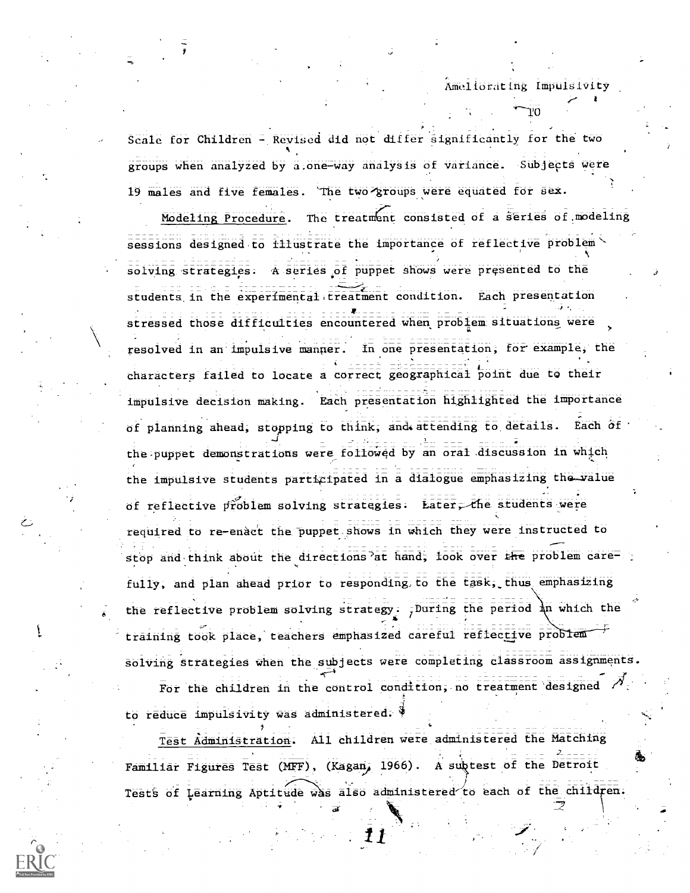Scale for Children - Revised did not differ significantly for the two groups when analyzed by a one-way analysis of variance. Subjects were 19 males and five females. The two groups were equated for sex.

Modeling Procedure. The treatment consisted of a series of modeling sessions designed to illustrate the importance of reflective problem solving strategies. A series of puppet shows were presented to the students in the experimental treatment condition. Each presentation stressed those difficulties encountered when problem situations were resolved in an impulsive manner. In one presentation, for example, the characters failed to locate a correct geographical point due to their impulsive decision making. Each presentation highlighted the importance of planning ahead, stopping to think, and attending to details. Each of the puppet demonstrations were followed by an oral discussion in which the impulsive students participated in a dialogue emphasizing the value of reflective problem solving strategies. Later, the students were required to re-enact the puppet shows in which they were instructed to stop and think about the directions at hand, look over the problem carefully, and plan ahead prior to responding to the task, thus emphasizing the reflective problem solving strategy. During the period in which the training took place, teachers emphasized careful reflective problem solving strategies when the subjects were completing classroom assignments.

For the children in the control condition, no treatment designed to reduce impulsivity was administered.

Test Administration. All children were administered the Matching Familiar Figures Test (MFF), (Kagan, 1966). A subtest of the Detroit Tests of Learning Aptitude was also administered to each of the children.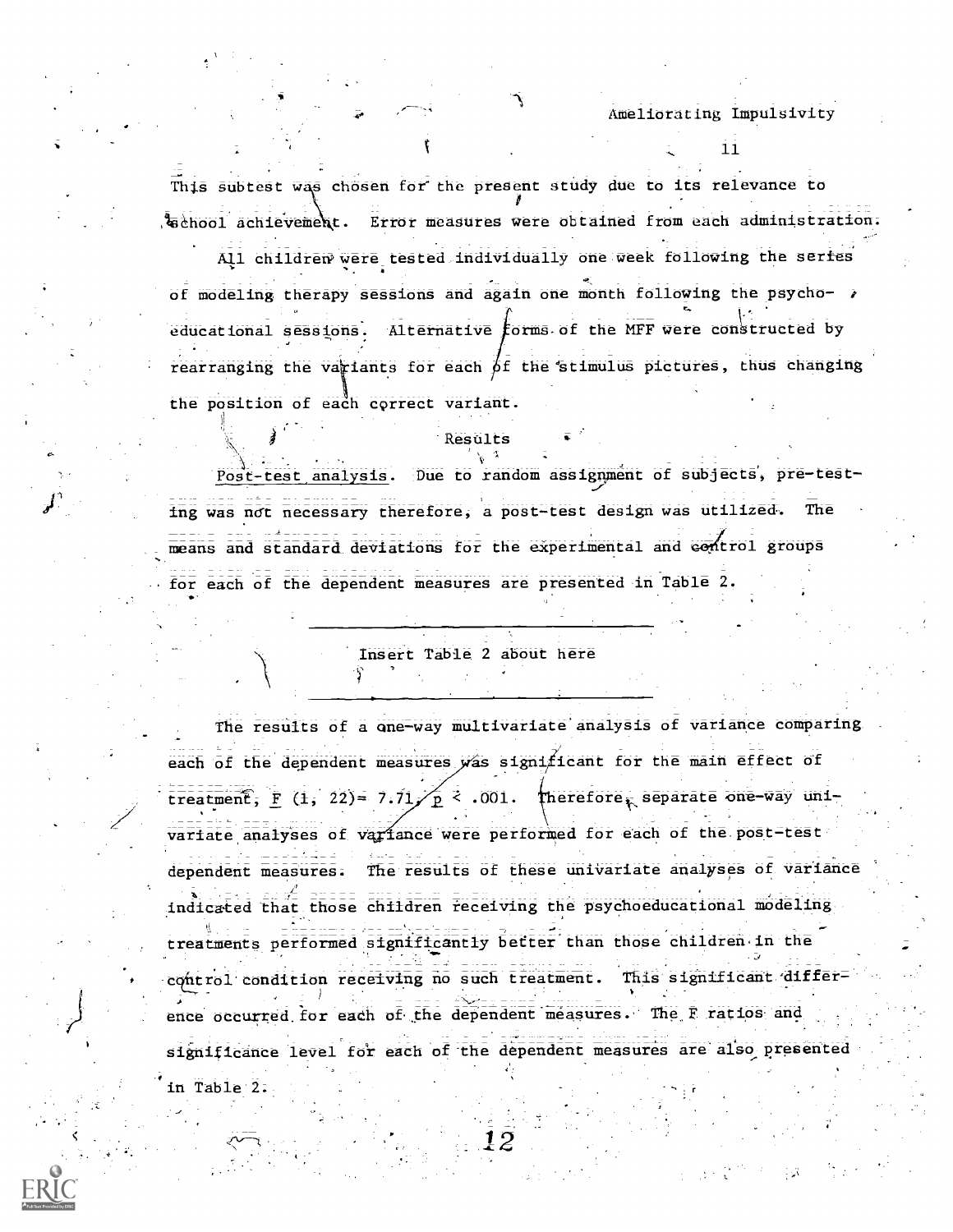This subtest was chosen for the present study due to its relevance to school achievement. Error measures were obtained from each administration.

All children were tested individually one week following the series of modeling therapy sessions and again one month following the psychoeducational sessions. Alternative forms of the MFF were constructed by rearranging the variants for each of the stimulus pictures, thus changing the position of each correct variant.

## Results

*Post-test analysis.* Due to random assignment of subjects, pre-testing was not necessary therefore, a post-test design was utilized. The means and standard deviations for the experimental and control groups for each of the dependent measures are presented in Table 2.

---

Insert Table 2 about here

---

The results of a one-way multivariate analysis of variance comparing each of the dependent measures was significant for the main effect of treatment, $F$ (1, 22)= 7.71, $p < .001$. Therefore, separate one-way univariate analyses of variance were performed for each of the post-test dependent measures. The results of these univariate analyses of variance indicated that those children receiving the psychoeducational modeling treatments performed significantly better than those children in the control condition receiving no such treatment. This significant difference occurred for each of the dependent measures. The $F$ ratios and significance level for each of the dependent measures are also presented in Table 2.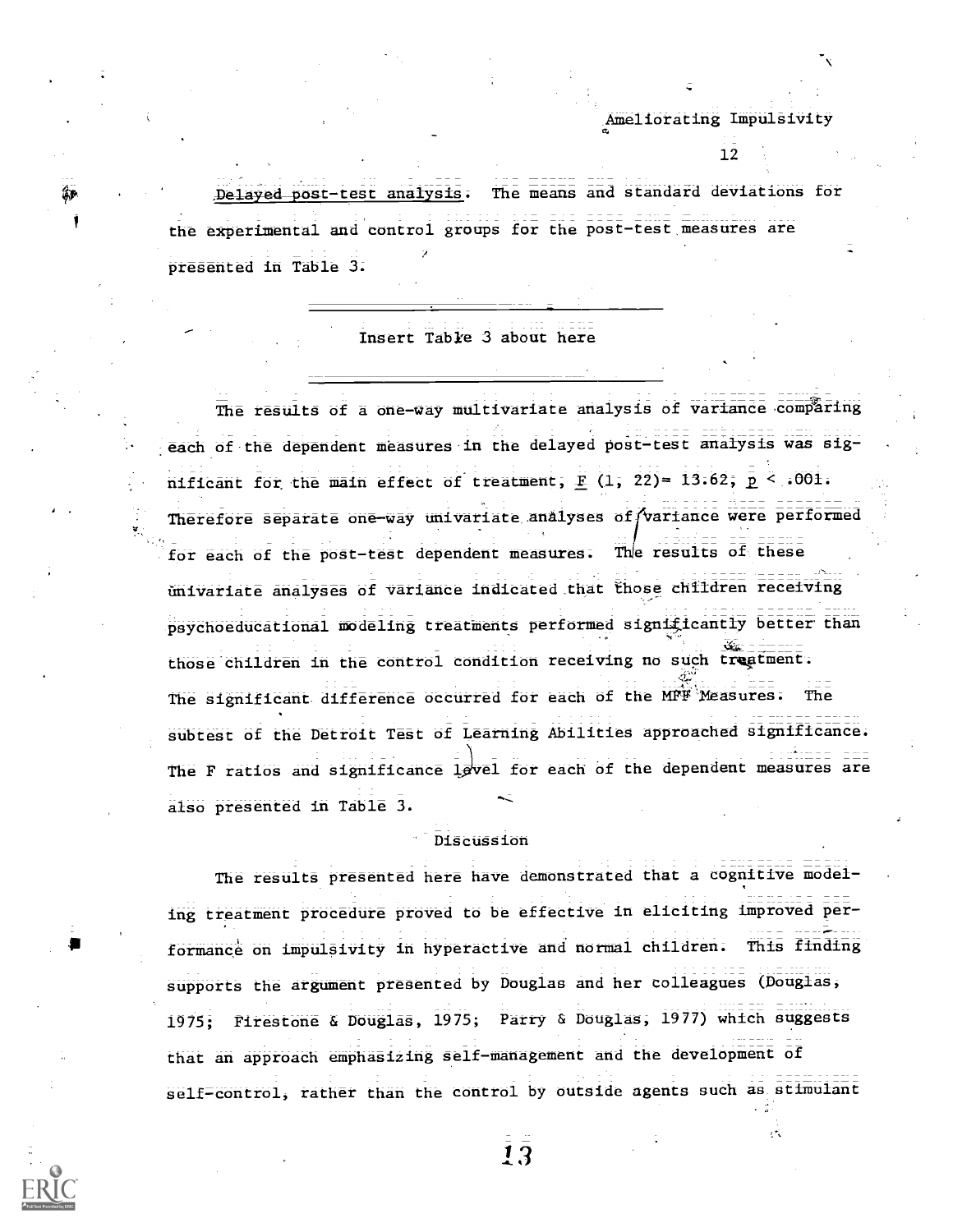*Delayed post-test analysis*. The means and standard deviations for the experimental and control groups for the post-test measures are presented in Table 3.

---

Insert Table 3 about here

---

The results of a one-way multivariate analysis of variance comparing each of the dependent measures in the delayed post-test analysis was significant for the main effect of treatment, $F$ (1, 22)= 13.62, $p$ < .001. Therefore separate one-way univariate analyses of variance were performed for each of the post-test dependent measures. The results of these univariate analyses of variance indicated that those children receiving psychoeducational modeling treatments performed significantly better than those children in the control condition receiving no such treatment. The significant difference occurred for each of the MFF Measures. The subtest of the Detroit Test of Learning Abilities approached significance. The F ratios and significance level for each of the dependent measures are also presented in Table 3.

## Discussion

The results presented here have demonstrated that a cognitive modeling treatment procedure proved to be effective in eliciting improved performance on impulsivity in hyperactive and normal children. This finding supports the argument presented by Douglas and her colleagues (Douglas, 1975; Firestone & Douglas, 1975; Parry & Douglas, 1977) which suggests that an approach emphasizing self-management and the development of self-control, rather than the control by outside agents such as stimulant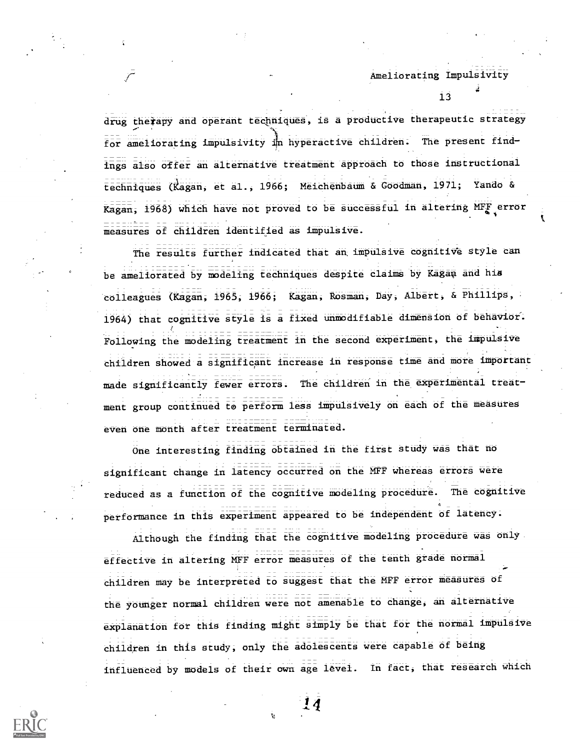drug therapy and operant techniques, is a productive therapeutic strategy for ameliorating impulsivity in hyperactive children. The present findings also offer an alternative treatment approach to those instructional techniques (Kagan, et al., 1966; Meichenbaum & Goodman, 1971; Yando & Kagan, 1968) which have not proved to be successful in altering MFF error measures of children identified as impulsive.

The results further indicated that an impulsive cognitive style can be ameliorated by modeling techniques despite claims by Kagan and his colleagues (Kagan, 1965, 1966; Kagan, Rosman, Day, Albert, & Phillips, 1964) that cognitive style is a fixed unmodifiable dimension of behavior. Following the modeling treatment in the second experiment, the impulsive children showed a significant increase in response time and more important made significantly fewer errors. The children in the experimental treatment group continued to perform less impulsively on each of the measures even one month after treatment terminated.

One interesting finding obtained in the first study was that no significant change in latency occurred on the MFF whereas errors were reduced as a function of the cognitive modeling procedure. The cognitive performance in this experiment appeared to be independent of latency.

Although the finding that the cognitive modeling procedure was only effective in altering MFF error measures of the tenth grade normal children may be interpreted to suggest that the MFF error measures of the younger normal children were not amenable to change, an alternative explanation for this finding might simply be that for the normal impulsive children in this study, only the adolescents were capable of being influenced by models of their own age level. In fact, that research which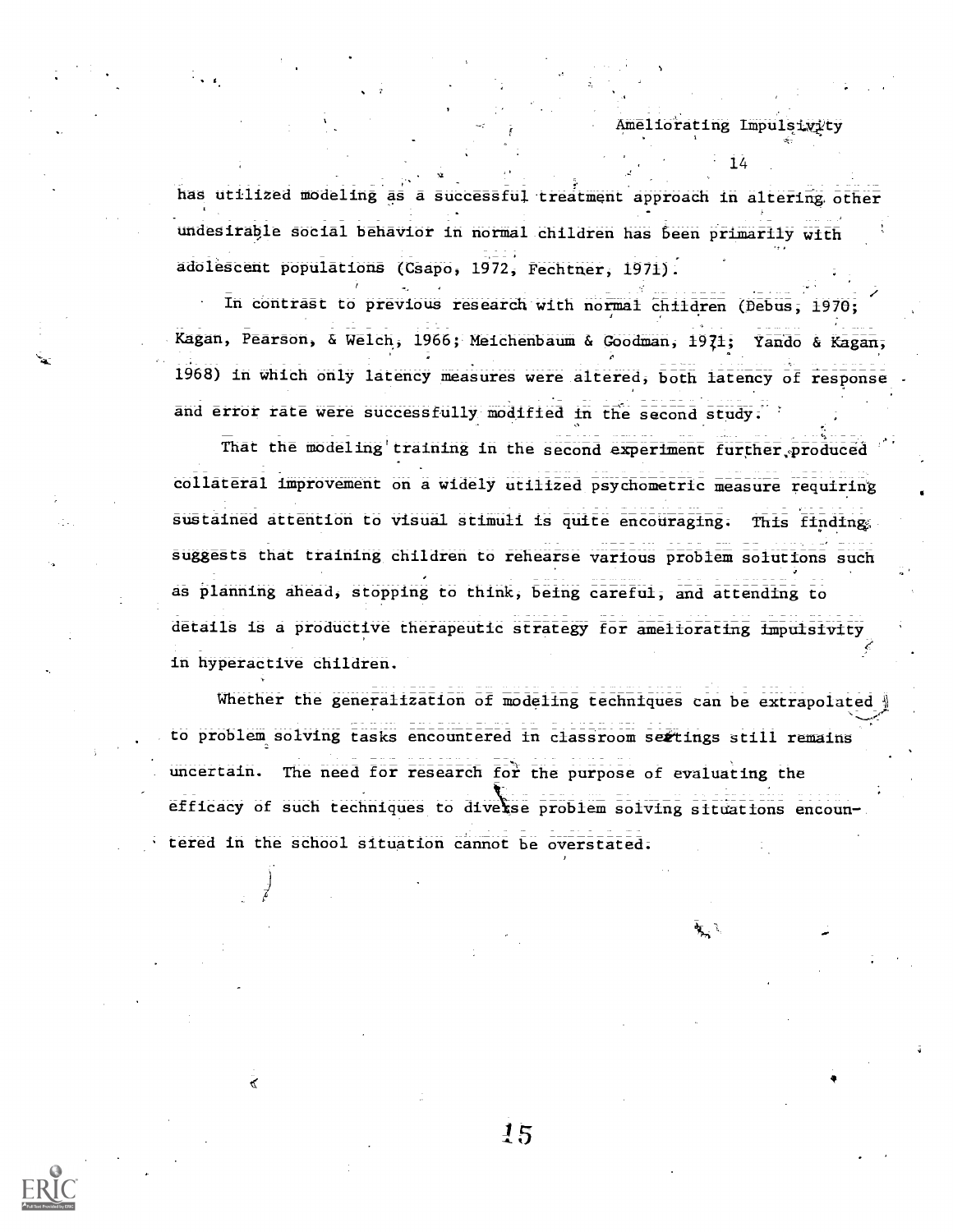has utilized modeling as a successful treatment approach in altering other undesirable social behavior in normal children has been primarily with adolescent populations (Csapo, 1972, Fechtner, 1971).

In contrast to previous research with normal children (Debus, 1970; Kagan, Pearson, & Welch, 1966; Meichenbaum & Goodman, 1971; Yando & Kagan, 1968) in which only latency measures were altered, both latency of response and error rate were successfully modified in the second study.

That the modeling training in the second experiment further produced collateral improvement on a widely utilized psychometric measure requiring sustained attention to visual stimuli is quite encouraging. This finding suggests that training children to rehearse various problem solutions such as planning ahead, stopping to think, being careful, and attending to details is a productive therapeutic strategy for ameliorating impulsivity in hyperactive children.

Whether the generalization of modeling techniques can be extrapolated to problem solving tasks encountered in classroom settings still remains uncertain. The need for research for the purpose of evaluating the efficacy of such techniques to diverse problem solving situations encountered in the school situation cannot be overstated.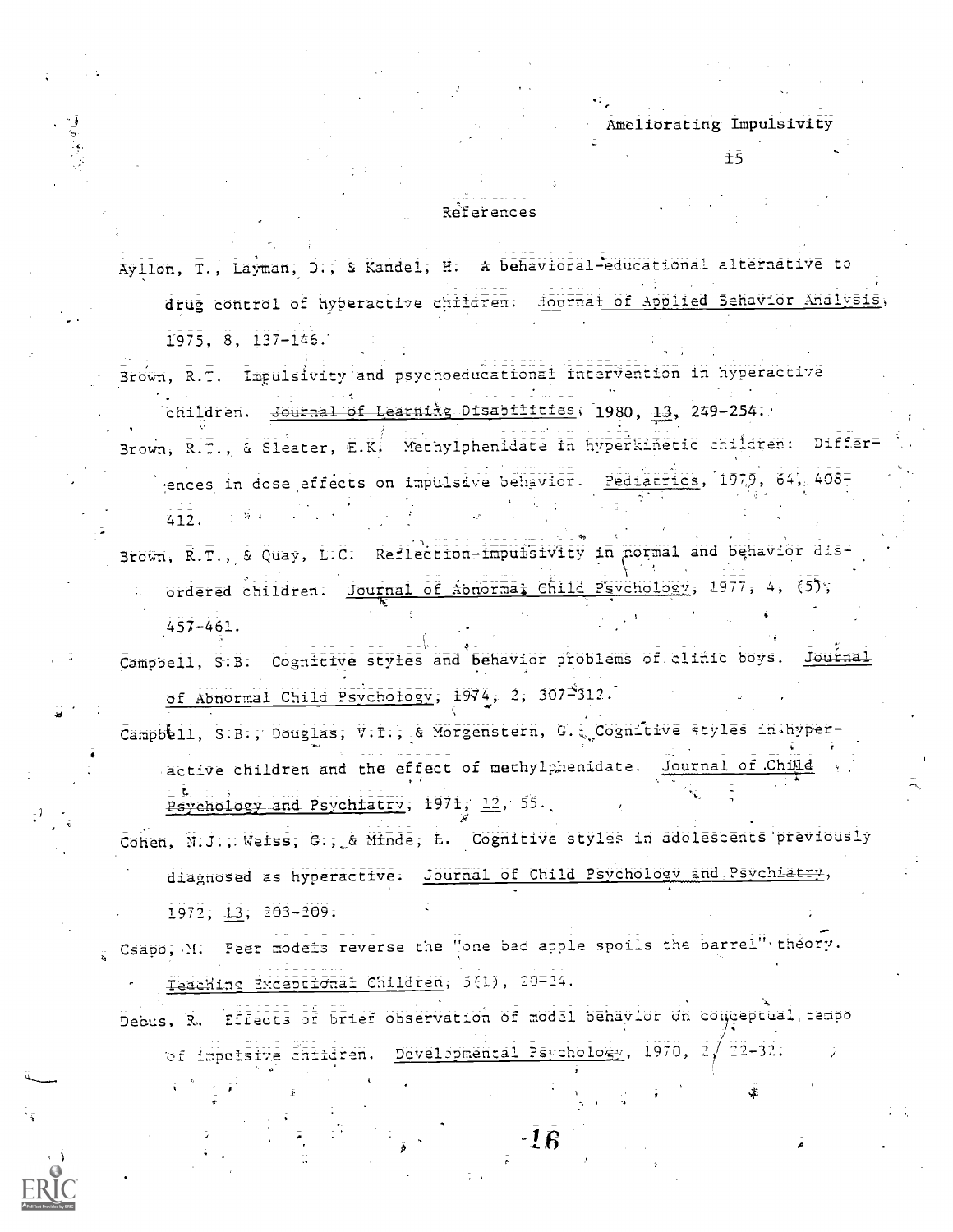## References

Ayllon, T., Layman, D., & Kandel, H. A behavioral-educational alternative to drug control of hyperactive children. Journal of Applied Behavior Analysis, 1975, 8, 137-146.

Brown, R.T. Impulsivity and psychoeducational intervention in hyperactive children. Journal of Learning Disabilities, 1980, 13, 249-254.

Brown, R.T., & Sleater, E.K. Methylphenidate in hyperkinetic children: Differences in dose effects on impulsive behavior. Pediatrics, 1979, 64, 408-412.

Brown, R.T., & Quay, L.C. Reflection-impulsivity in normal and behavior disordered children. Journal of Abnormal Child Psychology, 1977, 4, (5), 457-461.

Campbell, S.B. Cognitive styles and behavior problems of clinic boys. Journal of Abnormal Child Psychology, 1974, 2, 307-312.

Campbell, S.B., Douglas, V.I., & Morgenstern, G. Cognitive styles in hyperactive children and the effect of methylphenidate. Journal of Child Psychology and Psychiatry, 1971, 12, 55.

Cohen, N.J., Weiss, G., & Minde, L. Cognitive styles in adolescents previously diagnosed as hyperactive. Journal of Child Psychology and Psychiatry, 1972, 13, 203-209.

Csapo, M. Peer models reverse the "one bad apple spoils the barrel" theory. Teaching Exceptional Children, 5(1), 20-24.

Debus, R. Effects of brief observation of model behavior on conceptual tempo of impulsive children. Developmental Psychology, 1970, 2, 22-32.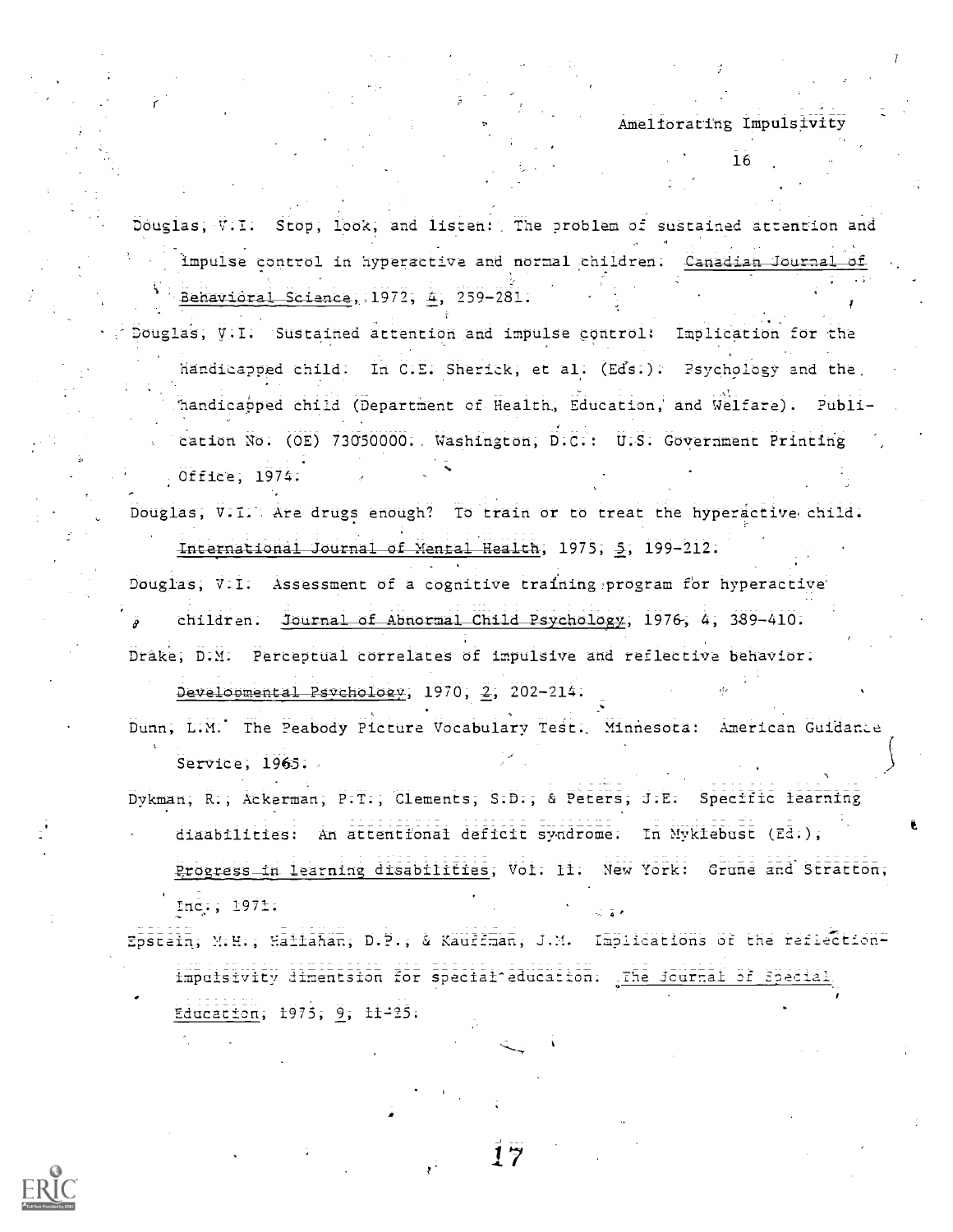Douglas, V.I. Stop, look, and listen: The problem of sustained attention and impulse control in hyperactive and normal children. Canadian Journal of Behavioral Science, 1972, 4, 259-281.

Douglas, V.I. Sustained attention and impulse control: Implication for the handicapped child. In C.E. Sherick, et al. (Eds.). Psychology and the handicapped child (Department of Health, Education, and Welfare). Publication No. (OE) 73050000. Washington, D.C.: U.S. Government Printing Office, 1974.

Douglas, V.I. Are drugs enough? To train or to treat the hyperactive child. International Journal of Mental Health, 1975, 5, 199-212.

Douglas, V.I. Assessment of a cognitive training program for hyperactive children. Journal of Abnormal Child Psychology, 1976, 4, 389-410.

Drake, D.M. Perceptual correlates of impulsive and reflective behavior. Developmental Psychology, 1970, 2, 202-214.

Dunn, L.M. The Peabody Picture Vocabulary Test. Minnesota: American Guidance Service, 1965.

Dykman, R., Ackerman, P.T., Clements, S.D., & Peters, J.E. Specific learning diaabilities: An attentional deficit syndrome. In Myklebust (Ed.), Progress in learning disabilities, Vol. II. New York: Grune and Stratton, Inc., 1971.

Epstein, M.H., Hallahan, D.P., & Kauffman, J.M. Implications of the reflection-impulsivity dimentsion for special education. The Journal of Special Education, 1975, 9, 11-25.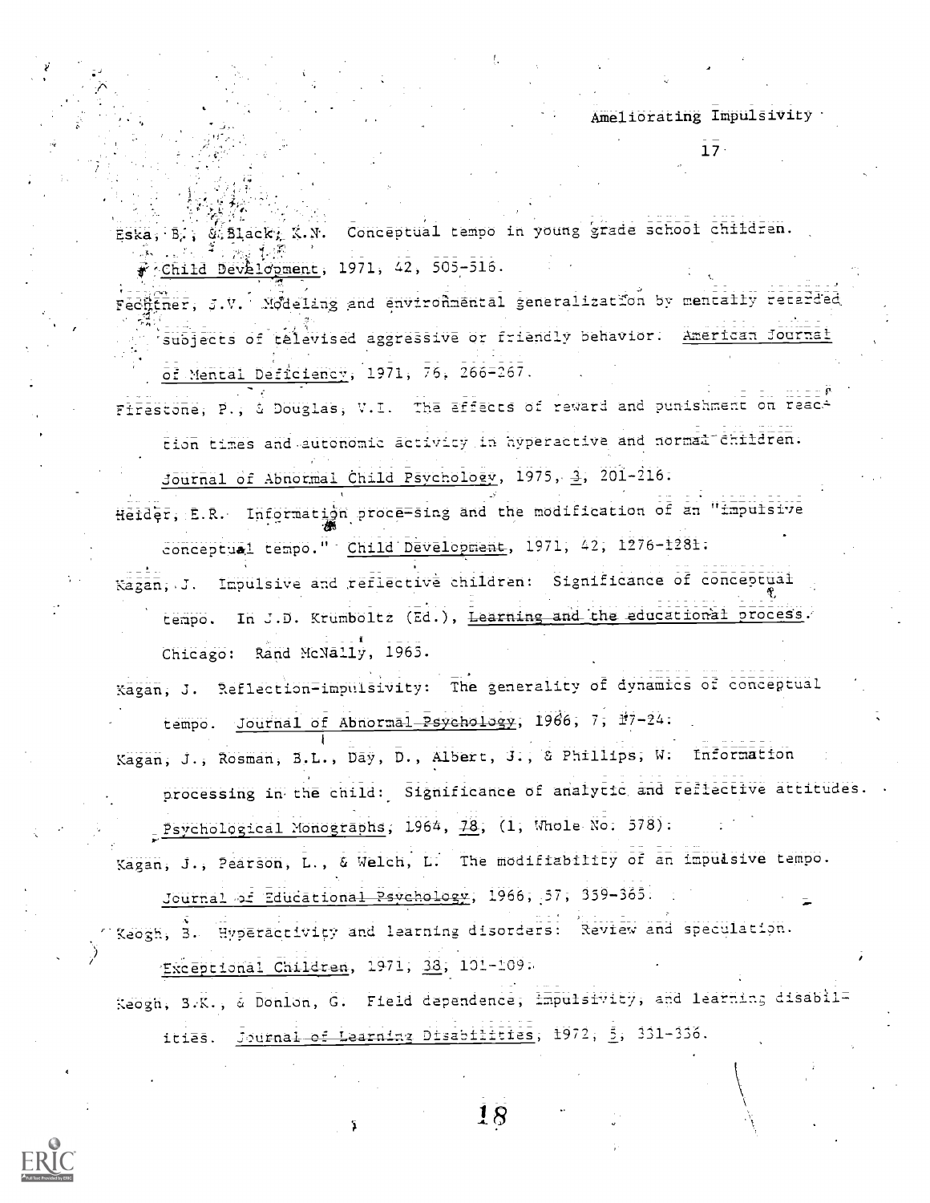Eska, B., & Black, K.N. Conceptual tempo in young grade school children. *Child Development*, 1971, 42, 505-516.

Fechtner, J.V. Modeling and environmental generalization by mentally retarded subjects of televised aggressive or friendly behavior. *American Journal of Mental Deficiency*, 1971, 76, 266-267.

Firestone, P., & Douglas, V.I. The effects of reward and punishment on reaction times and autonomic activity in hyperactive and normal children. *Journal of Abnormal Child Psychology*, 1975, 3, 201-216.

Heider, E.R. Information processing and the modification of an "impulsive conceptual tempo." *Child Development*, 1971, 42, 1276-1281.

Kagan, J. Impulsive and reflective children: Significance of conceptual tempo. In J.D. Krumboltz (Ed.), *Learning and the educational process*. Chicago: Rand McNally, 1965.

Kagan, J. Reflection-impulsivity: The generality of dynamics of conceptual tempo. *Journal of Abnormal Psychology*, 1966, 7, 17-24.

Kagan, J., Rosman, B.L., Day, D., Albert, J., & Phillips, W. Information processing in the child: Significance of analytic and reflective attitudes. *Psychological Monographs*, 1964, 78, (1, Whole No. 578).

Kagan, J., Pearson, L., & Welch, L. The modifiability of an impulsive tempo. *Journal of Educational Psychology*, 1966, 57, 359-365.

Keogh, B. Hyperactivity and learning disorders: Review and speculation. *Exceptional Children*, 1971, 38, 101-109.

Keogh, B.K., & Donlon, G. Field dependence, impulsivity, and learning disabilities. *Journal of Learning Disabilities*, 1972, 5, 331-336.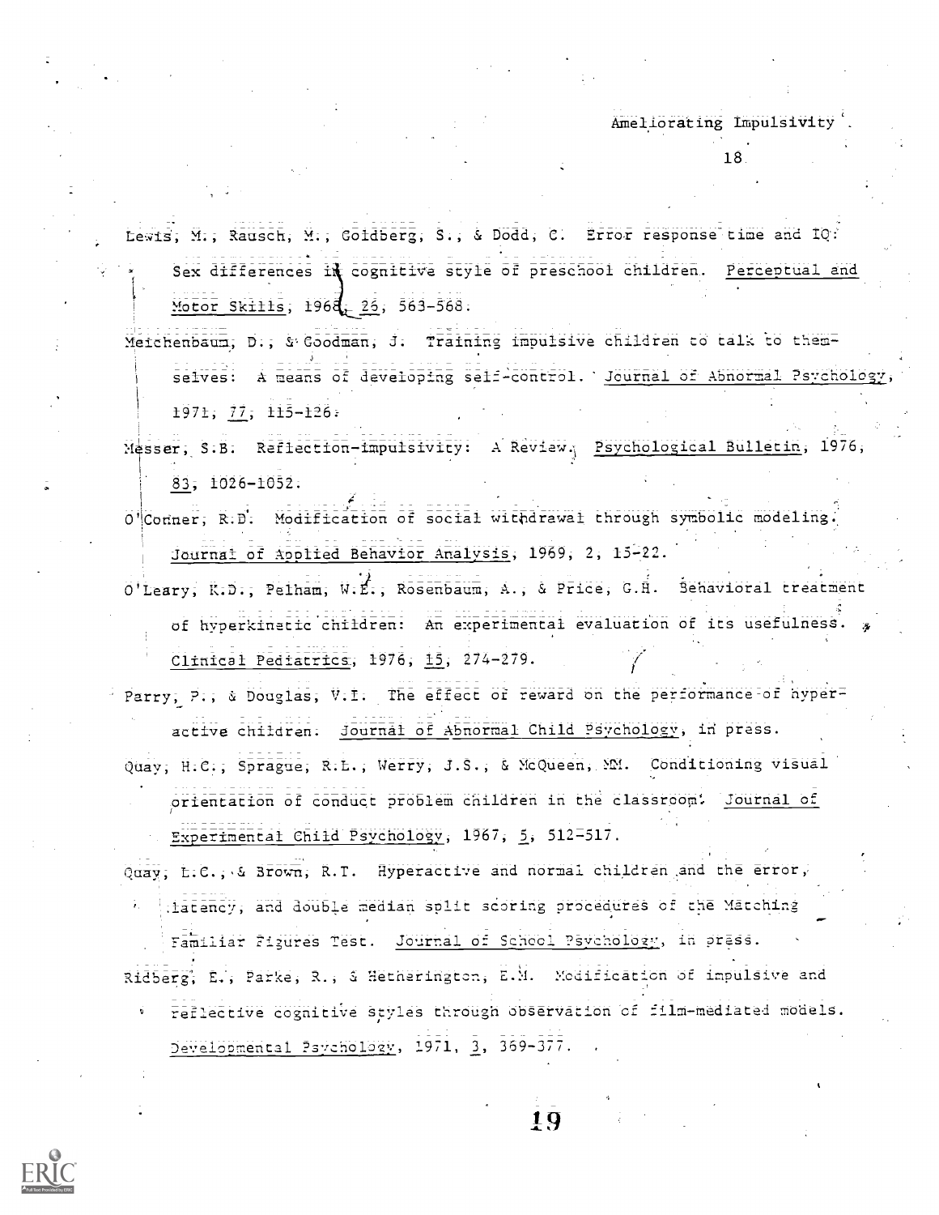Lewis, M., Rausch, M., Goldberg, S., & Dodd, C. Error response time and IQ: Sex differences in cognitive style of preschool children. Perceptual and Motor Skills, 1968, 26, 563-568.

Meichenbaum, D., & Goodman, J. Training impulsive children to talk to themselves: A means of developing self-control. Journal of Abnormal Psychology, 1971, 77, 115-126.

Messer, S.B. Reflection-impulsivity: A Review. Psychological Bulletin, 1976, 83, 1026-1052.

O'Conner, R.D. Modification of social withdrawal through symbolic modeling. Journal of Applied Behavior Analysis, 1969, 2, 15-22.

O'Leary, K.D., Pelham, W.E., Rosenbaum, A., & Price, G.H. Behavioral treatment of hyperkinetic children: An experimental evaluation of its usefulness. Clinical Pediatrics, 1976, 15, 274-279.

Parry, P., & Douglas, V.I. The effect of reward on the performance of hyperactive children. Journal of Abnormal Child Psychology, in press.

Quay, H.C., Sprague, R.L., Werry, J.S., & McQueen, MM. Conditioning visual orientation of conduct problem children in the classroom. Journal of Experimental Child Psychology, 1967, 5, 512-517.

Quay, L.C., & Brown, R.T. Hyperactive and normal children and the error, latency, and double median split scoring procedures of the Matching Familiar Figures Test. Journal of School Psychology, in press.

Ridberg, E., Parke, R., & Hetherington, E.M. Modification of impulsive and reflective cognitive styles through observation of film-mediated models. Developmental Psychology, 1971, 3, 369-377.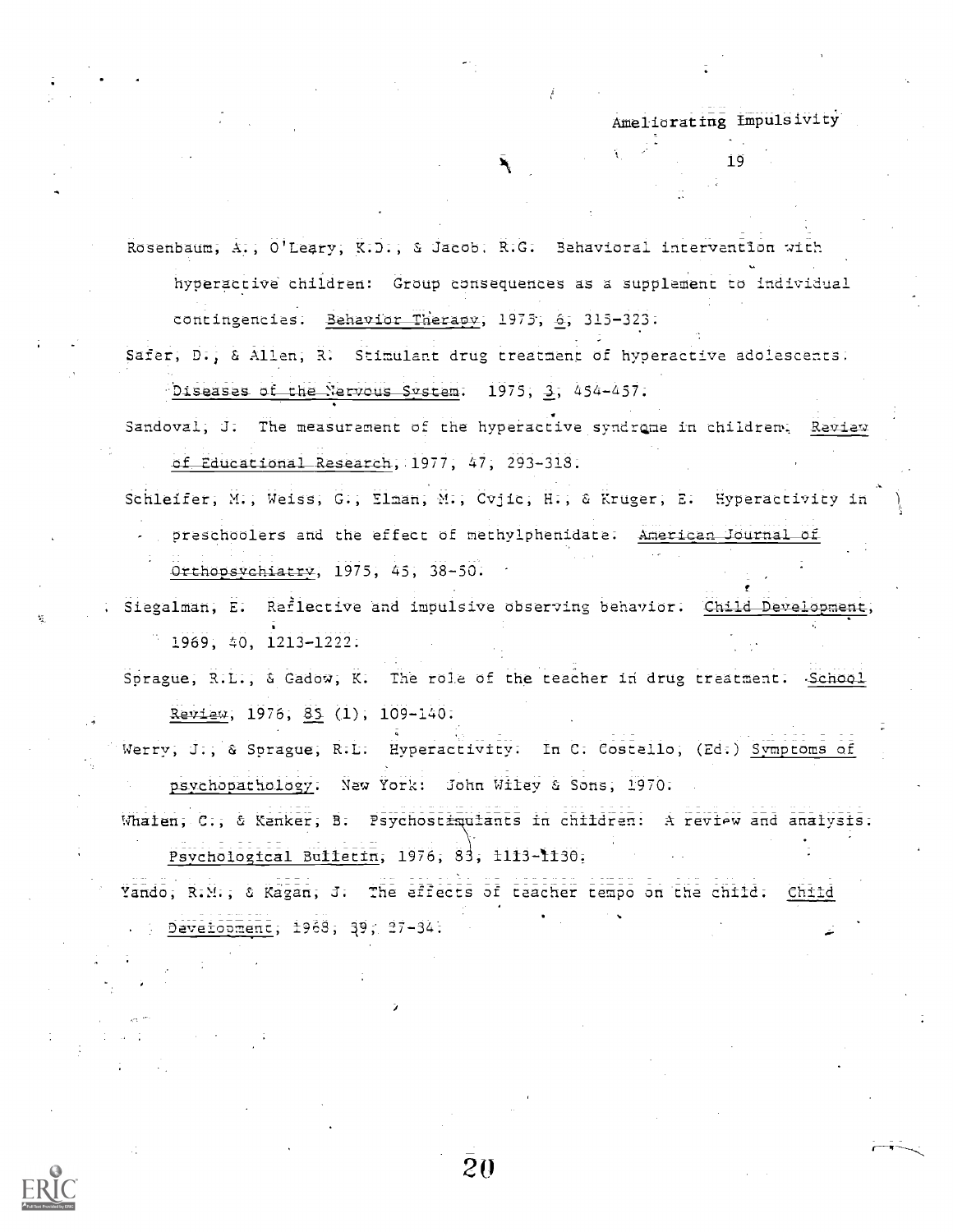Rosenbaum, A., O'Leary, K.D., & Jacob, R.G. Behavioral intervention with hyperactive children: Group consequences as a supplement to individual contingencies. *Behavior Therapy*, 1975, 6, 315-323.

Safer, D., & Allen, R. Stimulant drug treatment of hyperactive adolescents. *Diseases of the Nervous System*. 1975, 3, 454-457.

Sandoval, J. The measurement of the hyperactive syndrome in children. *Review of Educational Research*, 1977, 47, 293-318.

Schleifer, M., Weiss, G., Elman, M., Cvjic, H., & Kruger, E. Hyperactivity in preschoolers and the effect of methylphenidate. *American Journal of Orthopsychiatry*, 1975, 45, 38-50.

Siegalman, E. Reflective and impulsive observing behavior. *Child Development*, 1969, 40, 1213-1222.

Sprague, R.L., & Gadow, K. The role of the teacher in drug treatment. *School Review*, 1976, 85 (1), 109-140.

Werry, J., & Sprague, R.L. Hyperactivity. In C. Costello, (Ed.) *Symptoms of psychopathology*. New York: John Wiley & Sons, 1970.

Whalen, C., & Kenker, B. Psychostimulants in children: A review and analysis. *Psychological Bulletin*, 1976, 83, 1113-1130.

Yando, R.M., & Kagan, J. The effects of teacher tempo on the child. *Child Development*, 1968, 39, 27-34.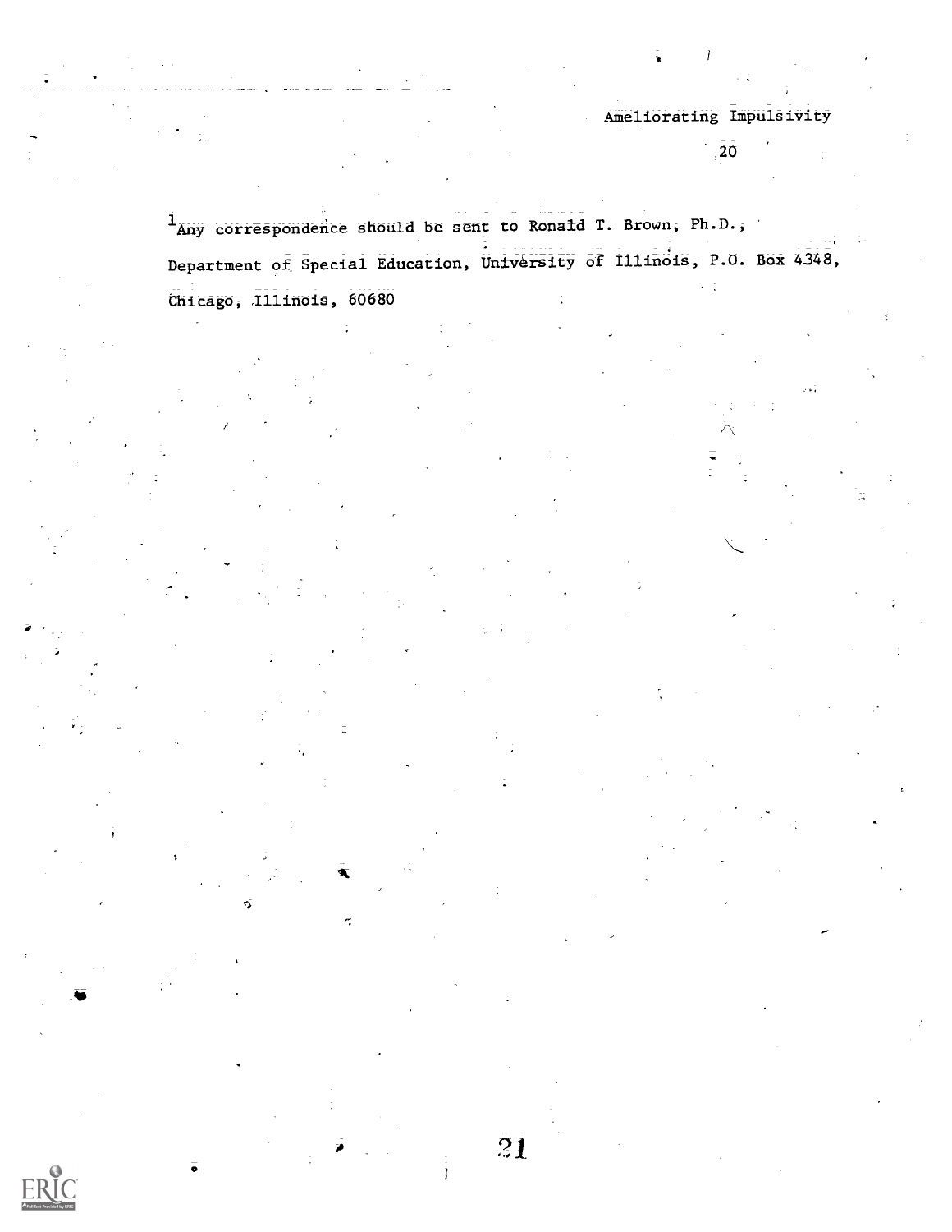[1]Any correspondence should be sent to Ronald T. Brown, Ph.D., Department of Special Education, University of Illinois, P.O. Box 4348, Chicago, Illinois, 60680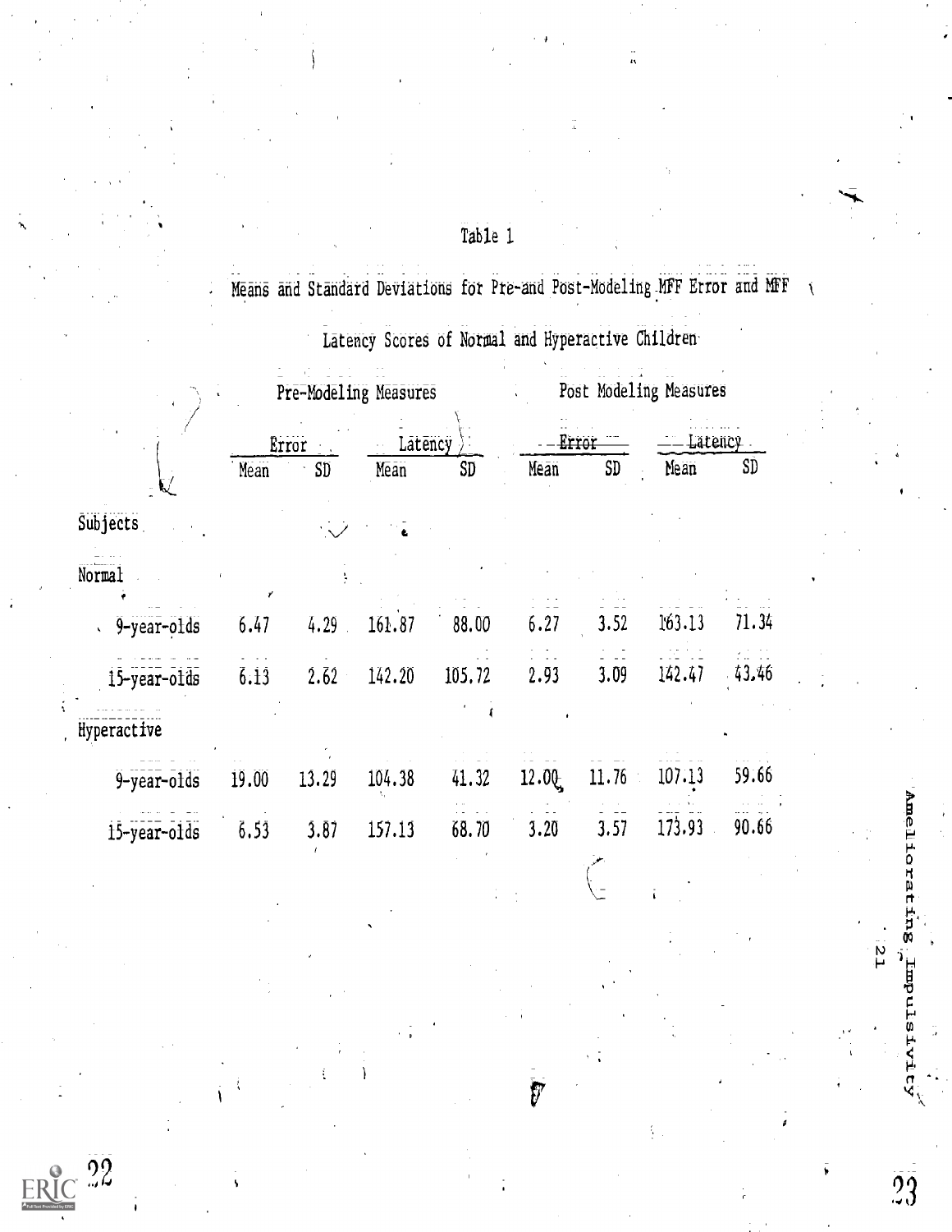Table 1

Means and Standard Deviations for Pre-and Post-Modeling MFF Error and MFF Latency Scores of Normal and Hyperactive Children

| | Pre-Modeling Measures | | | | Post Modeling Measures | | | |
|---|---|---|---|---|---|---|---|---|
| | Error | | Latency | | Error | | Latency | |
| | Mean | SD | Mean | SD | Mean | SD | Mean | SD |
| Subjects | | | | | | | | |
| Normal | | | | | | | | |
| 9-year-olds | 6.47 | 4.29 | 161.87 | 88.00 | 6.27 | 3.52 | 163.13 | 71.34 |
| 15-year-olds | 6.13 | 2.62 | 142.20 | 105.72 | 2.93 | 3.09 | 142.47 | 43.46 |
| Hyperactive | | | | | | | | |
| 9-year-olds | 19.00 | 13.29 | 104.38 | 41.32 | 12.00 | 11.76 | 107.13 | 59.66 |
| 15-year-olds | 6.53 | 3.87 | 157.13 | 68.70 | 3.20 | 3.57 | 173.93 | 90.66 |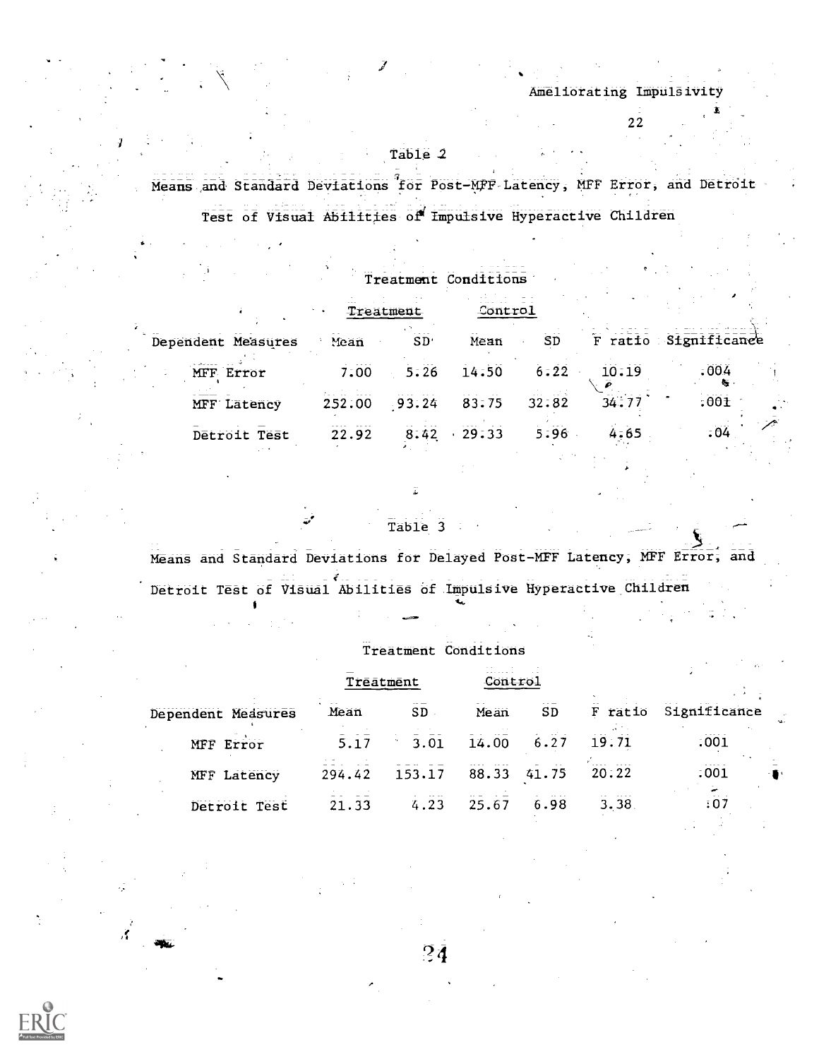Table 2

Means and Standard Deviations for Post-MFF Latency, MFF Error, and Detroit Test of Visual Abilities of Impulsive Hyperactive Children

| | Treatment Conditions | | | | | |
|---|---|---|---|---|---|---|
| | Treatment | | Control | | | |
| Dependent Measures | Mean | SD | Mean | SD | F ratio | Significance |
| MFF Error | 7.00 | 5.26 | 14.50 | 6.22 | 10.19 | .004 |
| MFF Latency | 252.00 | 93.24 | 83.75 | 32.82 | 34.77 | .001 |
| Detroit Test | 22.92 | 8.42 | 29.33 | 5.96 | 4.65 | .04 |

Table 3

Means and Standard Deviations for Delayed Post-MFF Latency, MFF Error, and Detroit Test of Visual Abilities of Impulsive Hyperactive Children

| | Treatment Conditions | | | | | |
|---|---|---|---|---|---|---|
| | Treatment | | Control | | | |
| Dependent Measures | Mean | SD | Mean | SD | F ratio | Significance |
| MFF Error | 5.17 | 3.01 | 14.00 | 6.27 | 19.71 | .001 |
| MFF Latency | 294.42 | 153.17 | 88.33 | 41.75 | 20.22 | .001 |
| Detroit Test | 21.33 | 4.23 | 25.67 | 6.98 | 3.38 | .07 |